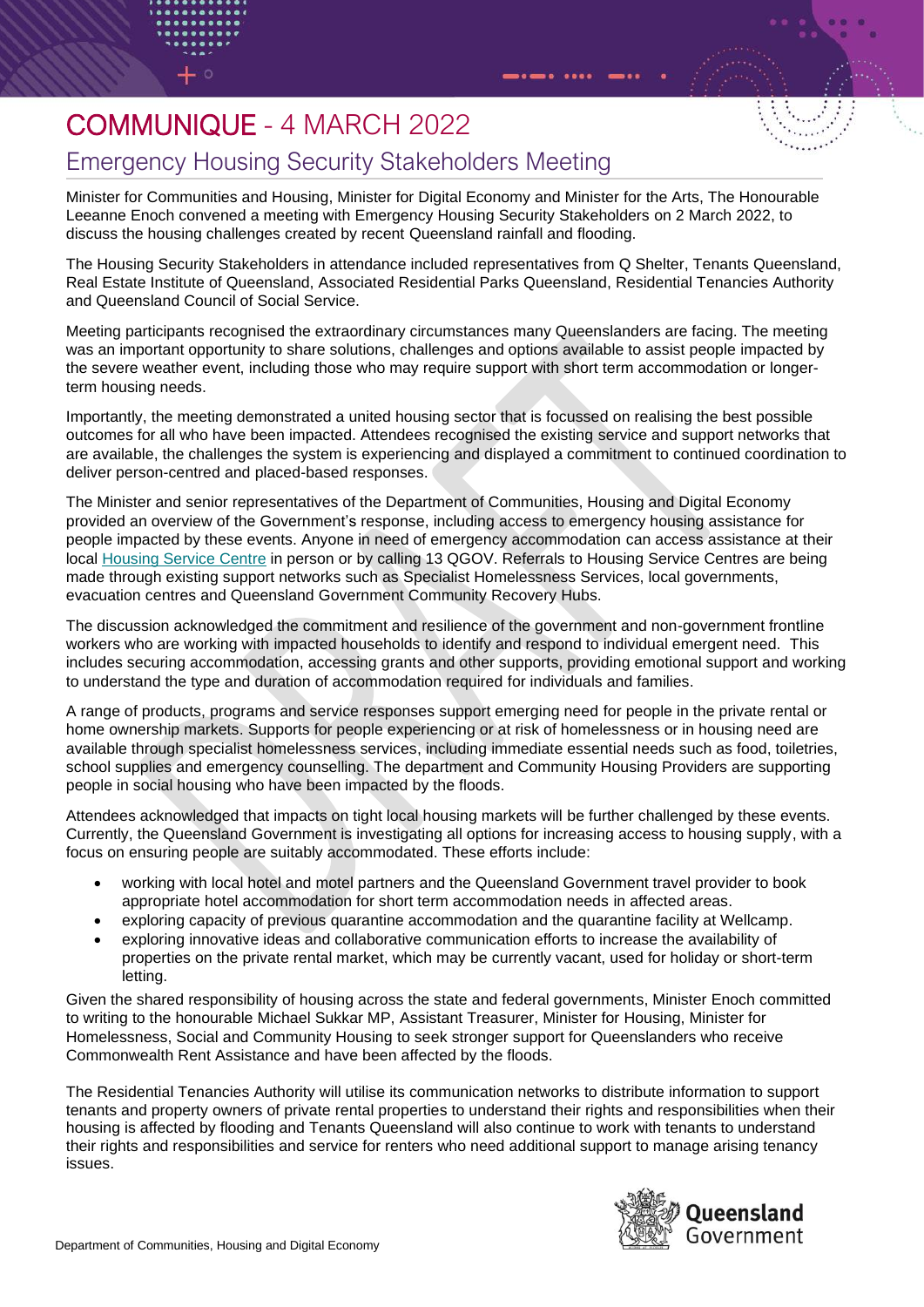# COMMUNIQUE - 4 MARCH 2022

## Emergency Housing Security Stakeholders Meeting

Minister for Communities and Housing, Minister for Digital Economy and Minister for the Arts, The Honourable Leeanne Enoch convened a meeting with Emergency Housing Security Stakeholders on 2 March 2022, to discuss the housing challenges created by recent Queensland rainfall and flooding.

The Housing Security Stakeholders in attendance included representatives from Q Shelter, Tenants Queensland, Real Estate Institute of Queensland, Associated Residential Parks Queensland, Residential Tenancies Authority and Queensland Council of Social Service.

Meeting participants recognised the extraordinary circumstances many Queenslanders are facing. The meeting was an important opportunity to share solutions, challenges and options available to assist people impacted by the severe weather event, including those who may require support with short term accommodation or longer-term housing needs.

Importantly, the meeting demonstrated a united housing sector that is focussed on realising the best possible outcomes for all who have been impacted. Attendees recognised the existing service and support networks that are available, the challenges the system is experiencing and displayed a commitment to continued coordination to deliver person-centred and placed-based responses.

The Minister and senior representatives of the Department of Communities, Housing and Digital Economy provided an overview of the Government's response, including access to emergency housing assistance for people impacted by these events. Anyone in need of emergency accommodation can access assistance at their local Housing Service Centre in person or by calling 13 QGOV. Referrals to Housing Service Centres are being made through existing support networks such as Specialist Homelessness Services, local governments, evacuation centres and Queensland Government Community Recovery Hubs.

The discussion acknowledged the commitment and resilience of the government and non-government frontline workers who are working with impacted households to identify and respond to individual emergent need. This includes securing accommodation, accessing grants and other supports, providing emotional support and working to understand the type and duration of accommodation required for individuals and families.

A range of products, programs and service responses support emerging need for people in the private rental or home ownership markets. Supports for people experiencing or at risk of homelessness or in housing need are available through specialist homelessness services, including immediate essential needs such as food, toiletries, school supplies and emergency counselling. The department and Community Housing Providers are supporting people in social housing who have been impacted by the floods.

Attendees acknowledged that impacts on tight local housing markets will be further challenged by these events. Currently, the Queensland Government is investigating all options for increasing access to housing supply, with a focus on ensuring people are suitably accommodated. These efforts include:

- working with local hotel and motel partners and the Queensland Government travel provider to book appropriate hotel accommodation for short term accommodation needs in affected areas.
- exploring capacity of previous quarantine accommodation and the quarantine facility at Wellcamp.
- exploring innovative ideas and collaborative communication efforts to increase the availability of properties on the private rental market, which may be currently vacant, used for holiday or short-term letting.

Given the shared responsibility of housing across the state and federal governments, Minister Enoch committed to writing to the honourable Michael Sukkar MP, Assistant Treasurer, Minister for Housing, Minister for Homelessness, Social and Community Housing to seek stronger support for Queenslanders who receive Commonwealth Rent Assistance and have been affected by the floods.

The Residential Tenancies Authority will utilise its communication networks to distribute information to support tenants and property owners of private rental properties to understand their rights and responsibilities when their housing is affected by flooding and Tenants Queensland will also continue to work with tenants to understand their rights and responsibilities and service for renters who need additional support to manage arising tenancy issues.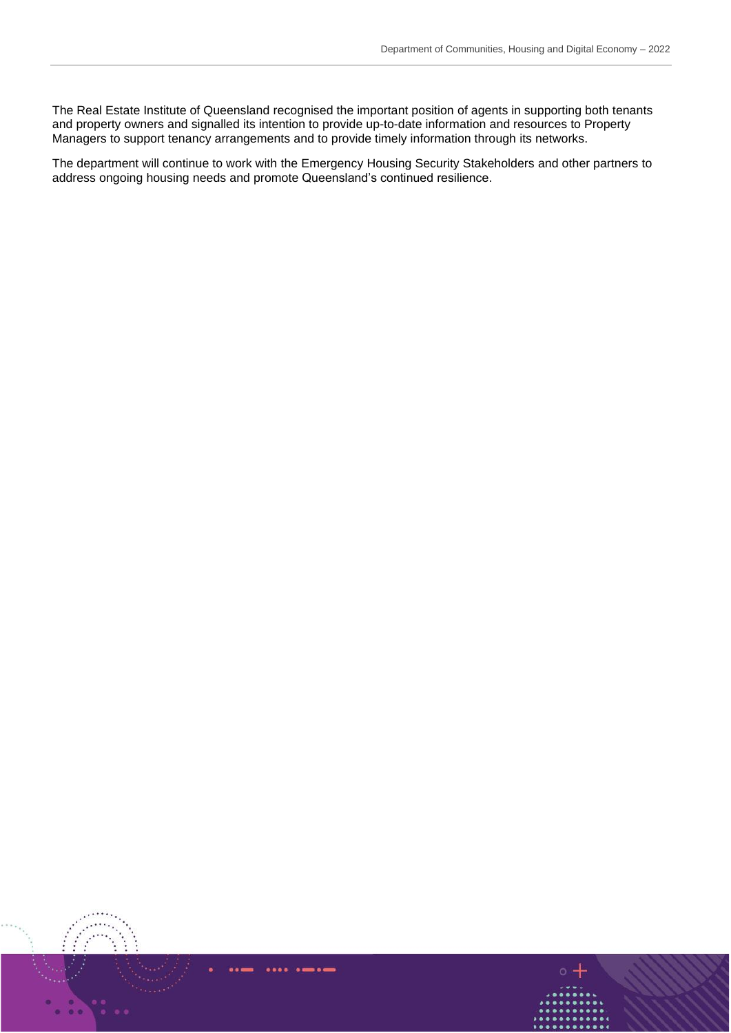The Real Estate Institute of Queensland recognised the important position of agents in supporting both tenants and property owners and signalled its intention to provide up-to-date information and resources to Property Managers to support tenancy arrangements and to provide timely information through its networks.

The department will continue to work with the Emergency Housing Security Stakeholders and other partners to address ongoing housing needs and promote Queensland's continued resilience.